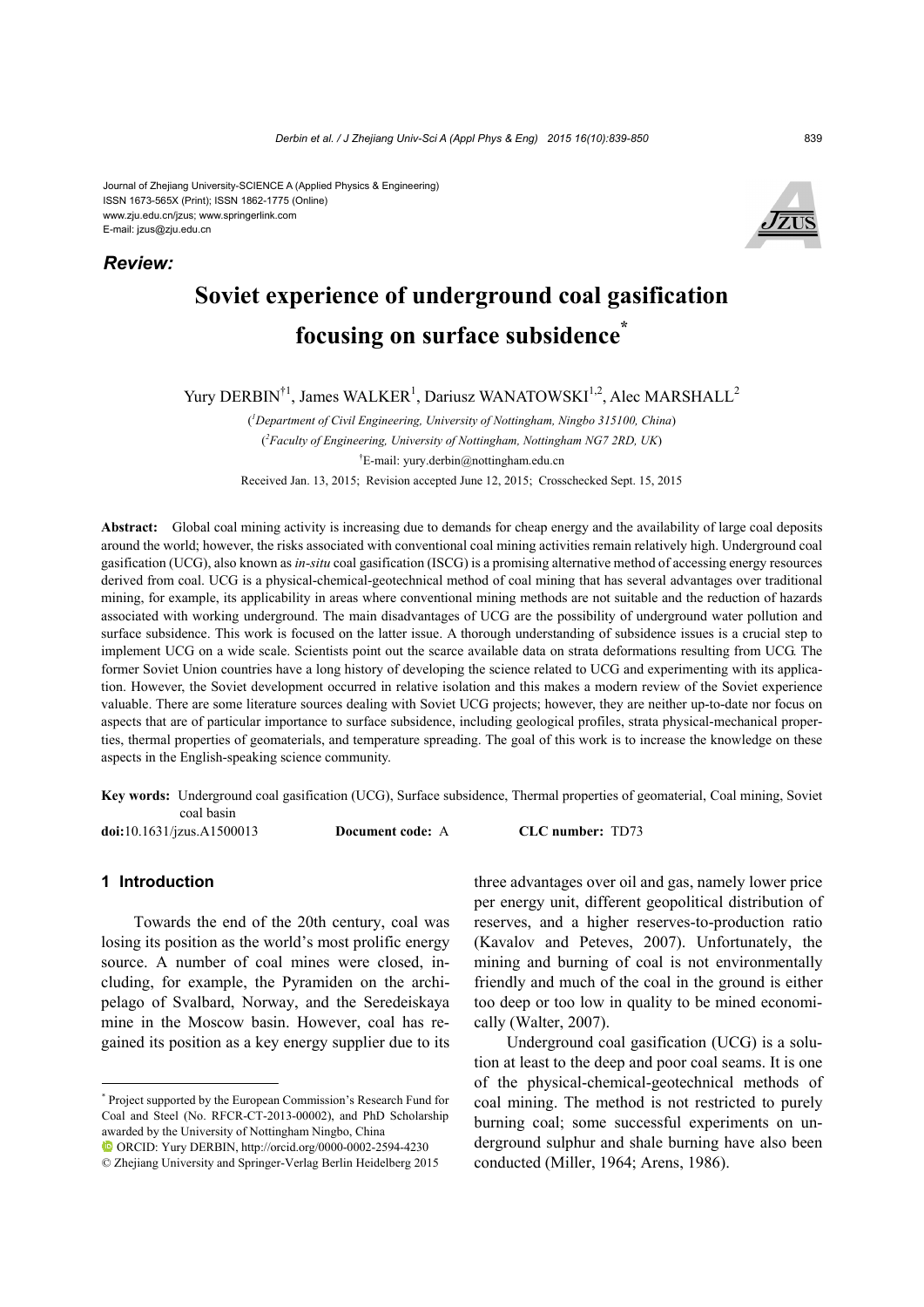Journal of Zhejiang University-SCIENCE A (Applied Physics & Engineering)
ISSN 1673-565X (Print); ISSN 1862-1775 (Online)
www.zju.edu.cn/jzus; www.springerlink.com
E-mail: jzus@zju.edu.cn

***Review:***

# Soviet experience of underground coal gasification focusing on surface subsidence*

Yury DERBIN[†1], James WALKER[1], Dariusz WANATOWSKI[1,2], Alec MARSHALL[2]

([1]Department of Civil Engineering, University of Nottingham, Ningbo 315100, China)

([2]Faculty of Engineering, University of Nottingham, Nottingham NG7 2RD, UK)

[†]E-mail: yury.derbin@nottingham.edu.cn

Received Jan. 13, 2015; Revision accepted June 12, 2015; Crosschecked Sept. 15, 2015

**Abstract:** Global coal mining activity is increasing due to demands for cheap energy and the availability of large coal deposits around the world; however, the risks associated with conventional coal mining activities remain relatively high. Underground coal gasification (UCG), also known as *in-situ* coal gasification (ISCG) is a promising alternative method of accessing energy resources derived from coal. UCG is a physical-chemical-geotechnical method of coal mining that has several advantages over traditional mining, for example, its applicability in areas where conventional mining methods are not suitable and the reduction of hazards associated with working underground. The main disadvantages of UCG are the possibility of underground water pollution and surface subsidence. This work is focused on the latter issue. A thorough understanding of subsidence issues is a crucial step to implement UCG on a wide scale. Scientists point out the scarce available data on strata deformations resulting from UCG. The former Soviet Union countries have a long history of developing the science related to UCG and experimenting with its application. However, the Soviet development occurred in relative isolation and this makes a modern review of the Soviet experience valuable. There are some literature sources dealing with Soviet UCG projects; however, they are neither up-to-date nor focus on aspects that are of particular importance to surface subsidence, including geological profiles, strata physical-mechanical properties, thermal properties of geomaterials, and temperature spreading. The goal of this work is to increase the knowledge on these aspects in the English-speaking science community.

**Key words:** Underground coal gasification (UCG), Surface subsidence, Thermal properties of geomaterial, Coal mining, Soviet coal basin

**doi:**10.1631/jzus.A1500013 **Document code:** A **CLC number:** TD73

## 1 Introduction

Towards the end of the 20th century, coal was losing its position as the world's most prolific energy source. A number of coal mines were closed, including, for example, the Pyramiden on the archipelago of Svalbard, Norway, and the Seredeiskaya mine in the Moscow basin. However, coal has regained its position as a key energy supplier due to its three advantages over oil and gas, namely lower price per energy unit, different geopolitical distribution of reserves, and a higher reserves-to-production ratio (Kavalov and Peteves, 2007). Unfortunately, the mining and burning of coal is not environmentally friendly and much of the coal in the ground is either too deep or too low in quality to be mined economically (Walter, 2007).

Underground coal gasification (UCG) is a solution at least to the deep and poor coal seams. It is one of the physical-chemical-geotechnical methods of coal mining. The method is not restricted to purely burning coal; some successful experiments on underground sulphur and shale burning have also been conducted (Miller, 1964; Arens, 1986).

---

* Project supported by the European Commission's Research Fund for Coal and Steel (No. RFCR-CT-2013-00002), and PhD Scholarship awarded by the University of Nottingham Ningbo, China

ORCID: Yury DERBIN, http://orcid.org/0000-0002-2594-4230

© Zhejiang University and Springer-Verlag Berlin Heidelberg 2015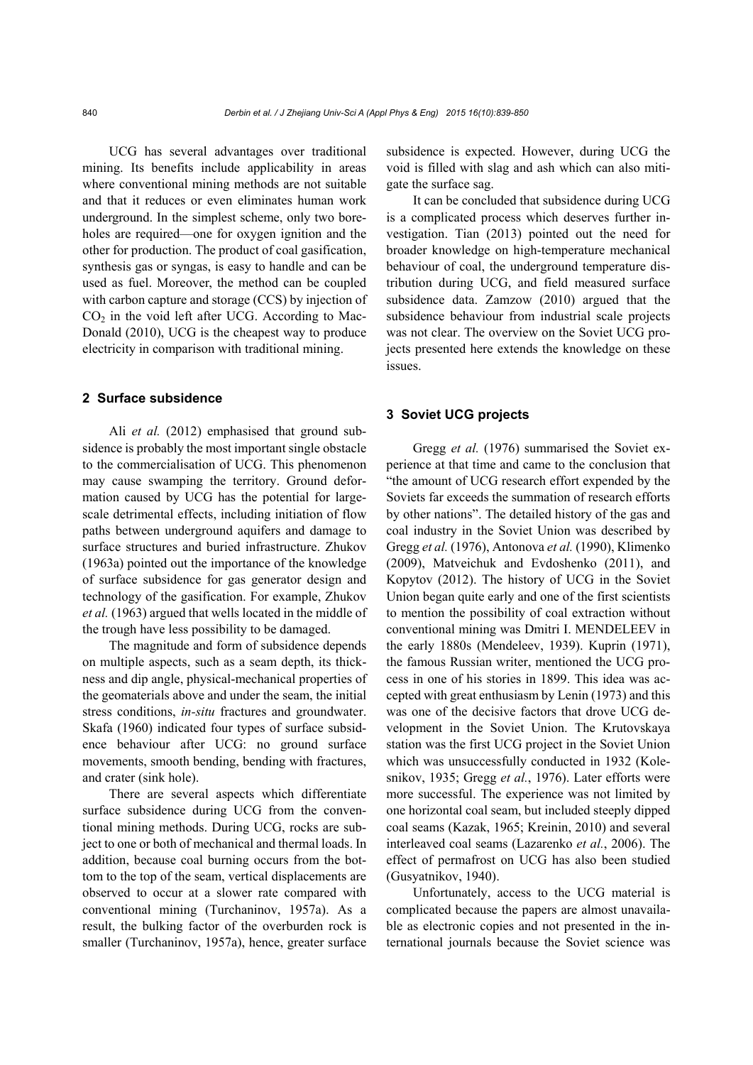UCG has several advantages over traditional mining. Its benefits include applicability in areas where conventional mining methods are not suitable and that it reduces or even eliminates human work underground. In the simplest scheme, only two boreholes are required—one for oxygen ignition and the other for production. The product of coal gasification, synthesis gas or syngas, is easy to handle and can be used as fuel. Moreover, the method can be coupled with carbon capture and storage (CCS) by injection of $CO_2$ in the void left after UCG. According to MacDonald (2010), UCG is the cheapest way to produce electricity in comparison with traditional mining.

## 2 Surface subsidence

Ali *et al.* (2012) emphasised that ground subsidence is probably the most important single obstacle to the commercialisation of UCG. This phenomenon may cause swamping the territory. Ground deformation caused by UCG has the potential for large-scale detrimental effects, including initiation of flow paths between underground aquifers and damage to surface structures and buried infrastructure. Zhukov (1963a) pointed out the importance of the knowledge of surface subsidence for gas generator design and technology of the gasification. For example, Zhukov *et al.* (1963) argued that wells located in the middle of the trough have less possibility to be damaged.

The magnitude and form of subsidence depends on multiple aspects, such as a seam depth, its thickness and dip angle, physical-mechanical properties of the geomaterials above and under the seam, the initial stress conditions, *in-situ* fractures and groundwater. Skafa (1960) indicated four types of surface subsidence behaviour after UCG: no ground surface movements, smooth bending, bending with fractures, and crater (sink hole).

There are several aspects which differentiate surface subsidence during UCG from the conventional mining methods. During UCG, rocks are subject to one or both of mechanical and thermal loads. In addition, because coal burning occurs from the bottom to the top of the seam, vertical displacements are observed to occur at a slower rate compared with conventional mining (Turchaninov, 1957a). As a result, the bulking factor of the overburden rock is smaller (Turchaninov, 1957a), hence, greater surface subsidence is expected. However, during UCG the void is filled with slag and ash which can also mitigate the surface sag.

It can be concluded that subsidence during UCG is a complicated process which deserves further investigation. Tian (2013) pointed out the need for broader knowledge on high-temperature mechanical behaviour of coal, the underground temperature distribution during UCG, and field measured surface subsidence data. Zamzow (2010) argued that the subsidence behaviour from industrial scale projects was not clear. The overview on the Soviet UCG projects presented here extends the knowledge on these issues.

## 3 Soviet UCG projects

Gregg *et al.* (1976) summarised the Soviet experience at that time and came to the conclusion that "the amount of UCG research effort expended by the Soviets far exceeds the summation of research efforts by other nations". The detailed history of the gas and coal industry in the Soviet Union was described by Gregg *et al.* (1976), Antonova *et al.* (1990), Klimenko (2009), Matveichuk and Evdoshenko (2011), and Kopytov (2012). The history of UCG in the Soviet Union began quite early and one of the first scientists to mention the possibility of coal extraction without conventional mining was Dmitri I. MENDELEEV in the early 1880s (Mendeleev, 1939). Kuprin (1971), the famous Russian writer, mentioned the UCG process in one of his stories in 1899. This idea was accepted with great enthusiasm by Lenin (1973) and this was one of the decisive factors that drove UCG development in the Soviet Union. The Krutovskaya station was the first UCG project in the Soviet Union which was unsuccessfully conducted in 1932 (Kolesnikov, 1935; Gregg *et al.*, 1976). Later efforts were more successful. The experience was not limited by one horizontal coal seam, but included steeply dipped coal seams (Kazak, 1965; Kreinin, 2010) and several interleaved coal seams (Lazarenko *et al.*, 2006). The effect of permafrost on UCG has also been studied (Gusyatnikov, 1940).

Unfortunately, access to the UCG material is complicated because the papers are almost unavailable as electronic copies and not presented in the international journals because the Soviet science was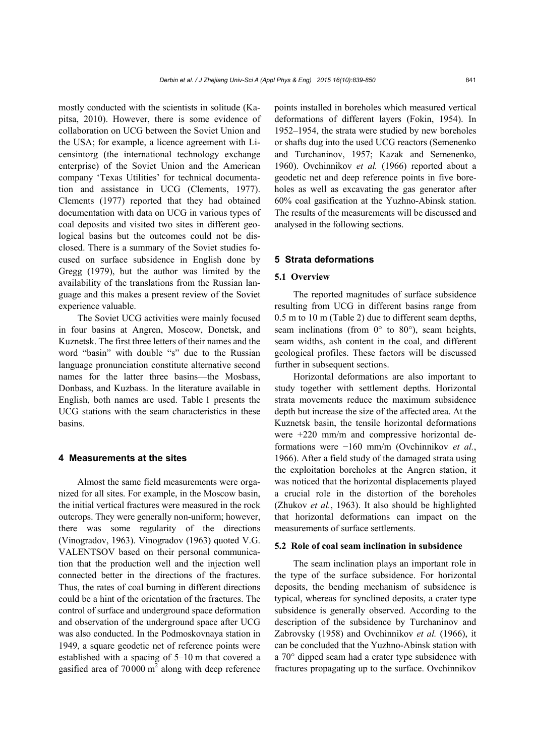mostly conducted with the scientists in solitude (Kapitsa, 2010). However, there is some evidence of collaboration on UCG between the Soviet Union and the USA; for example, a licence agreement with Licensintorg (the international technology exchange enterprise) of the Soviet Union and the American company 'Texas Utilities' for technical documentation and assistance in UCG (Clements, 1977). Clements (1977) reported that they had obtained documentation with data on UCG in various types of coal deposits and visited two sites in different geological basins but the outcomes could not be disclosed. There is a summary of the Soviet studies focused on surface subsidence in English done by Gregg (1979), but the author was limited by the availability of the translations from the Russian language and this makes a present review of the Soviet experience valuable.

The Soviet UCG activities were mainly focused in four basins at Angren, Moscow, Donetsk, and Kuznetsk. The first three letters of their names and the word "basin" with double "s" due to the Russian language pronunciation constitute alternative second names for the latter three basins—the Mosbass, Donbass, and Kuzbass. In the literature available in English, both names are used. Table 1 presents the UCG stations with the seam characteristics in these basins.

## 4 Measurements at the sites

Almost the same field measurements were organized for all sites. For example, in the Moscow basin, the initial vertical fractures were measured in the rock outcrops. They were generally non-uniform; however, there was some regularity of the directions (Vinogradov, 1963). Vinogradov (1963) quoted V.G. VALENTSOV based on their personal communication that the production well and the injection well connected better in the directions of the fractures. Thus, the rates of coal burning in different directions could be a hint of the orientation of the fractures. The control of surface and underground space deformation and observation of the underground space after UCG was also conducted. In the Podmoskovnaya station in 1949, a square geodetic net of reference points were established with a spacing of 5–10 m that covered a gasified area of 70000 m$^2$ along with deep reference points installed in boreholes which measured vertical deformations of different layers (Fokin, 1954). In 1952–1954, the strata were studied by new boreholes or shafts dug into the used UCG reactors (Semenenko and Turchaninov, 1957; Kazak and Semenenko, 1960). Ovchinnikov *et al.* (1966) reported about a geodetic net and deep reference points in five boreholes as well as excavating the gas generator after 60% coal gasification at the Yuzhno-Abinsk station. The results of the measurements will be discussed and analysed in the following sections.

## 5 Strata deformations

### 5.1 Overview

The reported magnitudes of surface subsidence resulting from UCG in different basins range from 0.5 m to 10 m (Table 2) due to different seam depths, seam inclinations (from 0° to 80°), seam heights, seam widths, ash content in the coal, and different geological profiles. These factors will be discussed further in subsequent sections.

Horizontal deformations are also important to study together with settlement depths. Horizontal strata movements reduce the maximum subsidence depth but increase the size of the affected area. At the Kuznetsk basin, the tensile horizontal deformations were +220 mm/m and compressive horizontal deformations were −160 mm/m (Ovchinnikov *et al.*, 1966). After a field study of the damaged strata using the exploitation boreholes at the Angren station, it was noticed that the horizontal displacements played a crucial role in the distortion of the boreholes (Zhukov *et al.*, 1963). It also should be highlighted that horizontal deformations can impact on the measurements of surface settlements.

### 5.2 Role of coal seam inclination in subsidence

The seam inclination plays an important role in the type of the surface subsidence. For horizontal deposits, the bending mechanism of subsidence is typical, whereas for synclined deposits, a crater type subsidence is generally observed. According to the description of the subsidence by Turchaninov and Zabrovsky (1958) and Ovchinnikov *et al.* (1966), it can be concluded that the Yuzhno-Abinsk station with a 70° dipped seam had a crater type subsidence with fractures propagating up to the surface. Ovchinnikov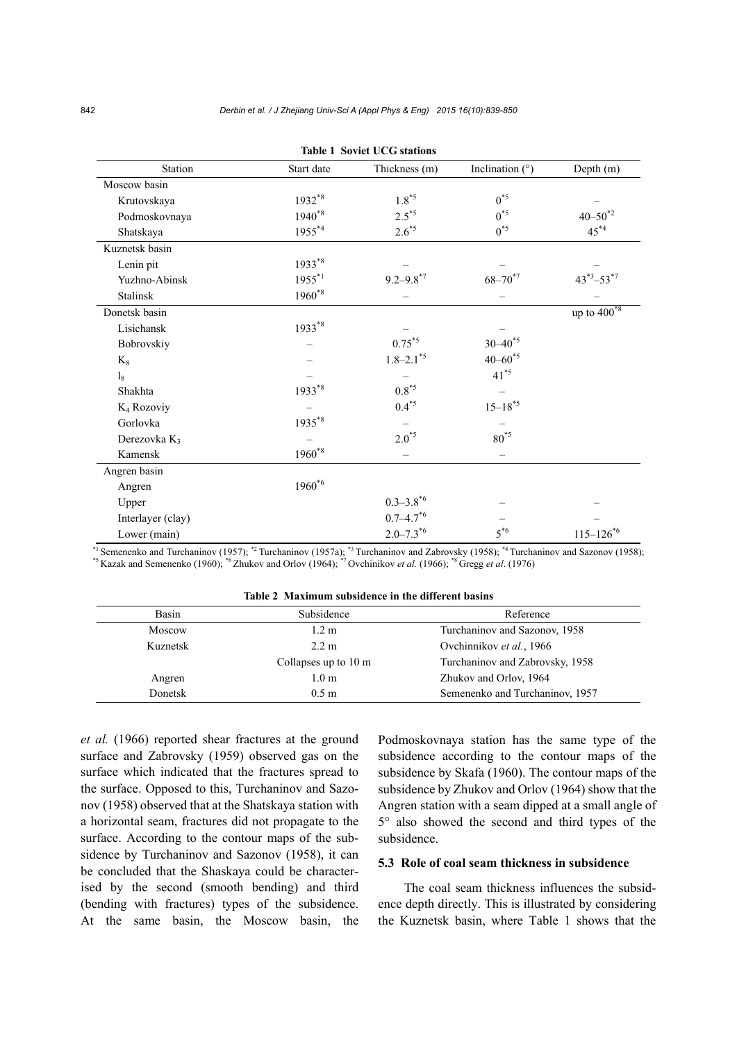**Table 1 Soviet UCG stations**

| Station | Start date | Thickness (m) | Inclination (°) | Depth (m) |
|---|---|---|---|---|
| Moscow basin | | | | |
| Krutovskaya | 1932[*8] | 1.8[*5] | 0[*5] | – |
| Podmoskovnaya | 1940[*8] | 2.5[*5] | 0[*5] | 40–50[*2] |
| Shatskaya | 1955[*4] | 2.6[*5] | 0[*5] | 45[*4] |
| Kuznetsk basin | | | | |
| Lenin pit | 1933[*8] | – | – | – |
| Yuzhno-Abinsk | 1955[*1] | 9.2–9.8[*7] | 68–70[*7] | 43[*3]–53[*7] |
| Stalinsk | 1960[*8] | – | – | – |
| Donetsk basin | | | | up to 400[*8] |
| Lisichansk | 1933[*8] | – | – | |
| Bobrovskiy | – | 0.75[*5] | 30–40[*5] | |
| $K_8$ | – | 1.8–2.1[*5] | 40–60[*5] | |
| $l_8$ | – | – | 41[*5] | |
| Shakhta | 1933[*8] | 0.8[*5] | – | |
| $K_4$ Rozoviy | – | 0.4[*5] | 15–18[*5] | |
| Gorlovka | 1935[*8] | – | – | |
| Derezovka $K_3$ | – | 2.0[*5] | 80[*5] | |
| Kamensk | 1960[*8] | – | – | |
| Angren basin | | | | |
| Angren | 1960[*6] | | | |
| Upper | | 0.3–3.8[*6] | – | – |
| Interlayer (clay) | | 0.7–4.7[*6] | – | – |
| Lower (main) | | 2.0–7.3[*6] | 5[*6] | 115–126[*6] |

[*1] Semenenko and Turchaninov (1957); [*2] Turchaninov (1957a); [*3] Turchaninov and Zabrovsky (1958); [*4] Turchaninov and Sazonov (1958); [*5] Kazak and Semenenko (1960); [*6] Zhukov and Orlov (1964); [*7] Ovchinikov *et al.* (1966); [*8] Gregg *et al*. (1976)

**Table 2 Maximum subsidence in the different basins**

| Basin | Subsidence | Reference |
|---|---|---|
| Moscow | 1.2 m | Turchaninov and Sazonov, 1958 |
| Kuznetsk | 2.2 m | Ovchinnikov *et al.*, 1966 |
| | Collapses up to 10 m | Turchaninov and Zabrovsky, 1958 |
| Angren | 1.0 m | Zhukov and Orlov, 1964 |
| Donetsk | 0.5 m | Semenenko and Turchaninov, 1957 |

*et al.* (1966) reported shear fractures at the ground surface and Zabrovsky (1959) observed gas on the surface which indicated that the fractures spread to the surface. Opposed to this, Turchaninov and Sazonov (1958) observed that at the Shatskaya station with a horizontal seam, fractures did not propagate to the surface. According to the contour maps of the subsidence by Turchaninov and Sazonov (1958), it can be concluded that the Shaskaya could be characterised by the second (smooth bending) and third (bending with fractures) types of the subsidence. At the same basin, the Moscow basin, the Podmoskovnaya station has the same type of the subsidence according to the contour maps of the subsidence by Skafa (1960). The contour maps of the subsidence by Zhukov and Orlov (1964) show that the Angren station with a seam dipped at a small angle of 5° also showed the second and third types of the subsidence.

### 5.3 Role of coal seam thickness in subsidence

The coal seam thickness influences the subsidence depth directly. This is illustrated by considering the Kuznetsk basin, where Table 1 shows that the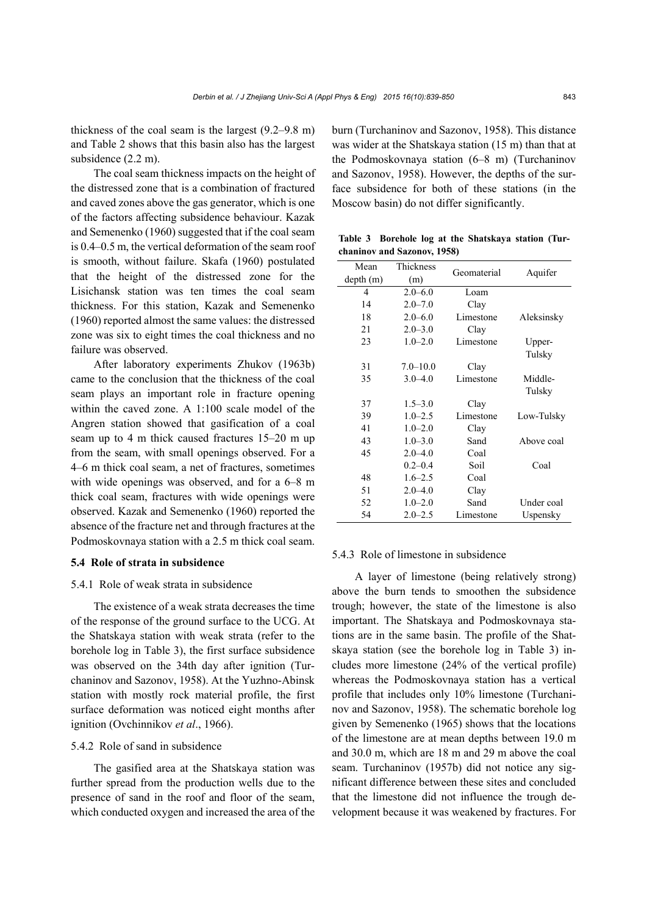thickness of the coal seam is the largest (9.2–9.8 m) and Table 2 shows that this basin also has the largest subsidence (2.2 m).

The coal seam thickness impacts on the height of the distressed zone that is a combination of fractured and caved zones above the gas generator, which is one of the factors affecting subsidence behaviour. Kazak and Semenenko (1960) suggested that if the coal seam is 0.4–0.5 m, the vertical deformation of the seam roof is smooth, without failure. Skafa (1960) postulated that the height of the distressed zone for the Lisichansk station was ten times the coal seam thickness. For this station, Kazak and Semenenko (1960) reported almost the same values: the distressed zone was six to eight times the coal thickness and no failure was observed.

After laboratory experiments Zhukov (1963b) came to the conclusion that the thickness of the coal seam plays an important role in fracture opening within the caved zone. A 1:100 scale model of the Angren station showed that gasification of a coal seam up to 4 m thick caused fractures 15–20 m up from the seam, with small openings observed. For a 4–6 m thick coal seam, a net of fractures, sometimes with wide openings was observed, and for a 6–8 m thick coal seam, fractures with wide openings were observed. Kazak and Semenenko (1960) reported the absence of the fracture net and through fractures at the Podmoskovnaya station with a 2.5 m thick coal seam.

### 5.4 Role of strata in subsidence

#### 5.4.1 Role of weak strata in subsidence

The existence of a weak strata decreases the time of the response of the ground surface to the UCG. At the Shatskaya station with weak strata (refer to the borehole log in Table 3), the first surface subsidence was observed on the 34th day after ignition (Turchaninov and Sazonov, 1958). At the Yuzhno-Abinsk station with mostly rock material profile, the first surface deformation was noticed eight months after ignition (Ovchinnikov *et al*., 1966).

#### 5.4.2 Role of sand in subsidence

The gasified area at the Shatskaya station was further spread from the production wells due to the presence of sand in the roof and floor of the seam, which conducted oxygen and increased the area of the burn (Turchaninov and Sazonov, 1958). This distance was wider at the Shatskaya station (15 m) than that at the Podmoskovnaya station (6–8 m) (Turchaninov and Sazonov, 1958). However, the depths of the surface subsidence for both of these stations (in the Moscow basin) do not differ significantly.

**Table 3 Borehole log at the Shatskaya station (Turchaninov and Sazonov, 1958)**

| Mean depth (m) | Thickness (m) | Geomaterial | Aquifer |
|---|---|---|---|
| 4 | 2.0–6.0 | Loam | |
| 14 | 2.0–7.0 | Clay | |
| 18 | 2.0–6.0 | Limestone | Aleksinsky |
| 21 | 2.0–3.0 | Clay | |
| 23 | 1.0–2.0 | Limestone | Upper-Tulsky |
| 31 | 7.0–10.0 | Clay | |
| 35 | 3.0–4.0 | Limestone | Middle-Tulsky |
| 37 | 1.5–3.0 | Clay | |
| 39 | 1.0–2.5 | Limestone | Low-Tulsky |
| 41 | 1.0–2.0 | Clay | |
| 43 | 1.0–3.0 | Sand | Above coal |
| 45 | 2.0–4.0 | Coal | |
| | 0.2–0.4 | Soil | Coal |
| 48 | 1.6–2.5 | Coal | |
| 51 | 2.0–4.0 | Clay | |
| 52 | 1.0–2.0 | Sand | Under coal |
| 54 | 2.0–2.5 | Limestone | Uspensky |

#### 5.4.3 Role of limestone in subsidence

A layer of limestone (being relatively strong) above the burn tends to smoothen the subsidence trough; however, the state of the limestone is also important. The Shatskaya and Podmoskovnaya stations are in the same basin. The profile of the Shatskaya station (see the borehole log in Table 3) includes more limestone (24% of the vertical profile) whereas the Podmoskovnaya station has a vertical profile that includes only 10% limestone (Turchaninov and Sazonov, 1958). The schematic borehole log given by Semenenko (1965) shows that the locations of the limestone are at mean depths between 19.0 m and 30.0 m, which are 18 m and 29 m above the coal seam. Turchaninov (1957b) did not notice any significant difference between these sites and concluded that the limestone did not influence the trough development because it was weakened by fractures. For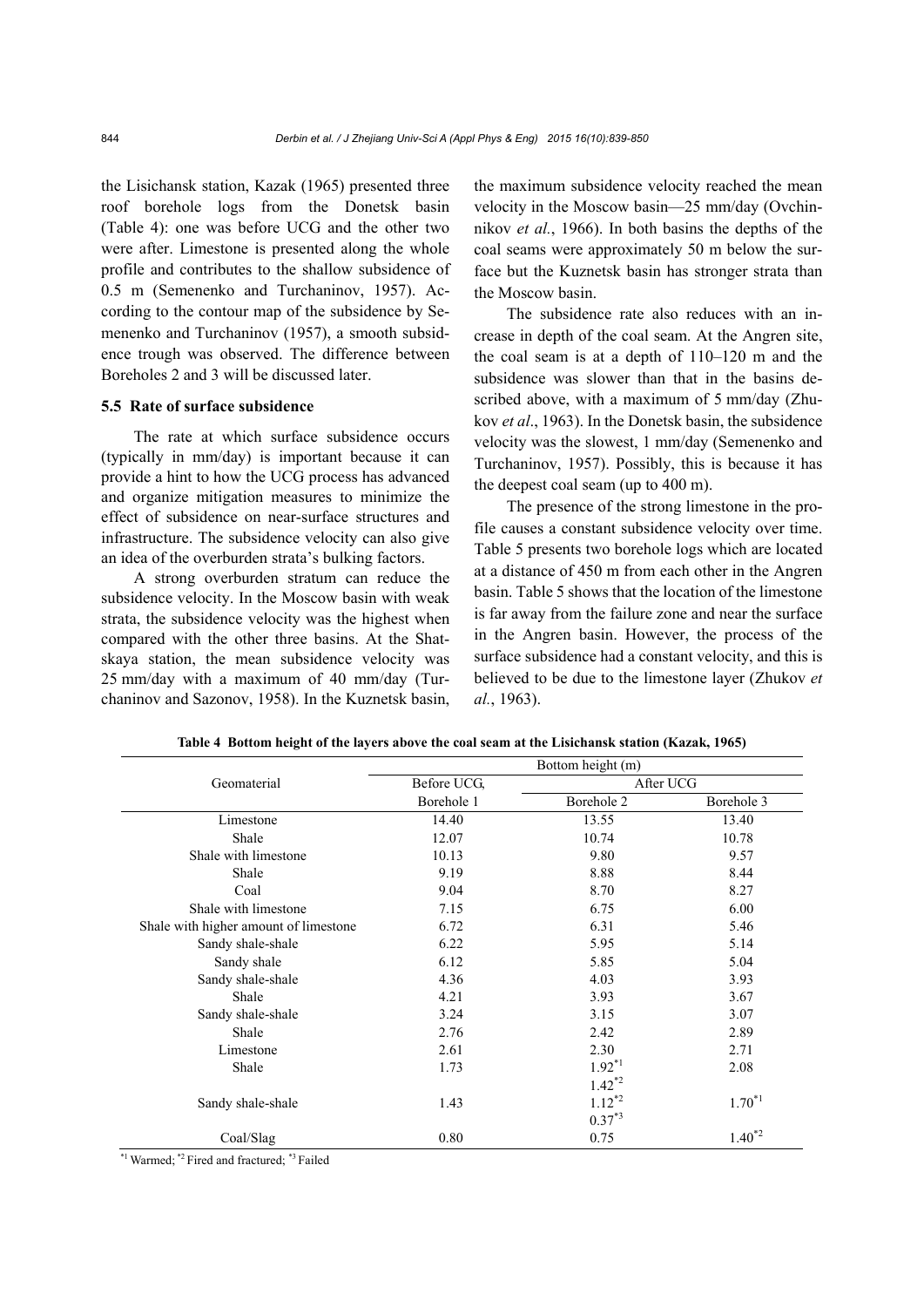the Lisichansk station, Kazak (1965) presented three roof borehole logs from the Donetsk basin (Table 4): one was before UCG and the other two were after. Limestone is presented along the whole profile and contributes to the shallow subsidence of 0.5 m (Semenenko and Turchaninov, 1957). According to the contour map of the subsidence by Semenenko and Turchaninov (1957), a smooth subsidence trough was observed. The difference between Boreholes 2 and 3 will be discussed later.

### 5.5 Rate of surface subsidence

The rate at which surface subsidence occurs (typically in mm/day) is important because it can provide a hint to how the UCG process has advanced and organize mitigation measures to minimize the effect of subsidence on near-surface structures and infrastructure. The subsidence velocity can also give an idea of the overburden strata's bulking factors.

A strong overburden stratum can reduce the subsidence velocity. In the Moscow basin with weak strata, the subsidence velocity was the highest when compared with the other three basins. At the Shatskaya station, the mean subsidence velocity was 25 mm/day with a maximum of 40 mm/day (Turchaninov and Sazonov, 1958). In the Kuznetsk basin, the maximum subsidence velocity reached the mean velocity in the Moscow basin—25 mm/day (Ovchinnikov *et al.*, 1966). In both basins the depths of the coal seams were approximately 50 m below the surface but the Kuznetsk basin has stronger strata than the Moscow basin.

The subsidence rate also reduces with an increase in depth of the coal seam. At the Angren site, the coal seam is at a depth of 110–120 m and the subsidence was slower than that in the basins described above, with a maximum of 5 mm/day (Zhukov *et al*., 1963). In the Donetsk basin, the subsidence velocity was the slowest, 1 mm/day (Semenenko and Turchaninov, 1957). Possibly, this is because it has the deepest coal seam (up to 400 m).

The presence of the strong limestone in the profile causes a constant subsidence velocity over time. Table 5 presents two borehole logs which are located at a distance of 450 m from each other in the Angren basin. Table 5 shows that the location of the limestone is far away from the failure zone and near the surface in the Angren basin. However, the process of the surface subsidence had a constant velocity, and this is believed to be due to the limestone layer (Zhukov *et al.*, 1963).

**Table 4 Bottom height of the layers above the coal seam at the Lisichansk station (Kazak, 1965)**

| Geomaterial | Bottom height (m) | | |
|---|---|---|---|
| | Before UCG, | After UCG | |
| | Borehole 1 | Borehole 2 | Borehole 3 |
| Limestone | 14.40 | 13.55 | 13.40 |
| Shale | 12.07 | 10.74 | 10.78 |
| Shale with limestone | 10.13 | 9.80 | 9.57 |
| Shale | 9.19 | 8.88 | 8.44 |
| Coal | 9.04 | 8.70 | 8.27 |
| Shale with limestone | 7.15 | 6.75 | 6.00 |
| Shale with higher amount of limestone | 6.72 | 6.31 | 5.46 |
| Sandy shale-shale | 6.22 | 5.95 | 5.14 |
| Sandy shale | 6.12 | 5.85 | 5.04 |
| Sandy shale-shale | 4.36 | 4.03 | 3.93 |
| Shale | 4.21 | 3.93 | 3.67 |
| Sandy shale-shale | 3.24 | 3.15 | 3.07 |
| Shale | 2.76 | 2.42 | 2.89 |
| Limestone | 2.61 | 2.30 | 2.71 |
| Shale | 1.73 | 1.92*1 1.42*2 | 2.08 |
| Sandy shale-shale | 1.43 | 1.12*2 0.37*3 | 1.70*1 |
| Coal/Slag | 0.80 | 0.75 | 1.40*2 |

*1 Warmed; *2 Fired and fractured; *3 Failed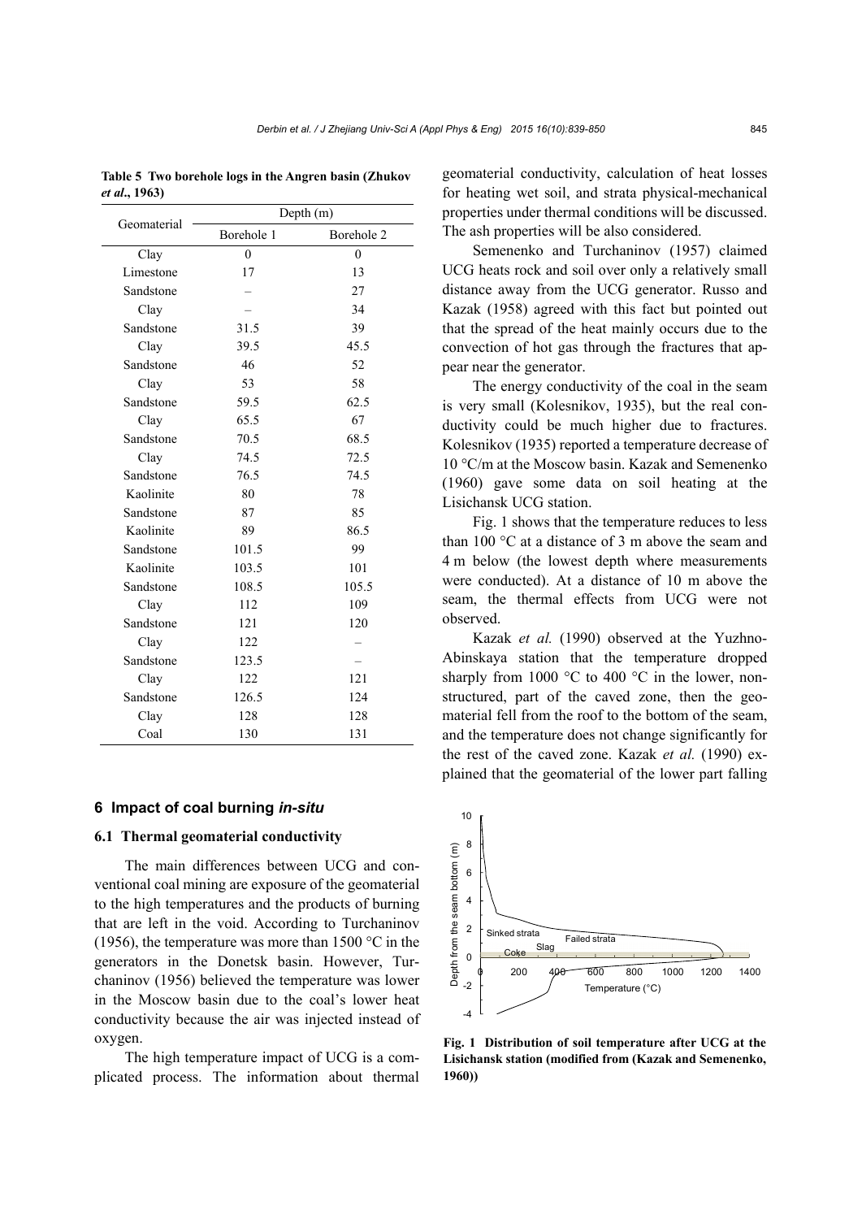**Table 5 Two borehole logs in the Angren basin (Zhukov *et al*., 1963)**

| Geomaterial | Depth (m) | |
|---|---|---|
| | Borehole 1 | Borehole 2 |
| Clay | 0 | 0 |
| Limestone | 17 | 13 |
| Sandstone | – | 27 |
| Clay | – | 34 |
| Sandstone | 31.5 | 39 |
| Clay | 39.5 | 45.5 |
| Sandstone | 46 | 52 |
| Clay | 53 | 58 |
| Sandstone | 59.5 | 62.5 |
| Clay | 65.5 | 67 |
| Sandstone | 70.5 | 68.5 |
| Clay | 74.5 | 72.5 |
| Sandstone | 76.5 | 74.5 |
| Kaolinite | 80 | 78 |
| Sandstone | 87 | 85 |
| Kaolinite | 89 | 86.5 |
| Sandstone | 101.5 | 99 |
| Kaolinite | 103.5 | 101 |
| Sandstone | 108.5 | 105.5 |
| Clay | 112 | 109 |
| Sandstone | 121 | 120 |
| Clay | 122 | – |
| Sandstone | 123.5 | – |
| Clay | 122 | 121 |
| Sandstone | 126.5 | 124 |
| Clay | 128 | 128 |
| Coal | 130 | 131 |

## 6 Impact of coal burning *in-situ*

### 6.1 Thermal geomaterial conductivity

The main differences between UCG and conventional coal mining are exposure of the geomaterial to the high temperatures and the products of burning that are left in the void. According to Turchaninov (1956), the temperature was more than 1500 °C in the generators in the Donetsk basin. However, Turchaninov (1956) believed the temperature was lower in the Moscow basin due to the coal's lower heat conductivity because the air was injected instead of oxygen.

The high temperature impact of UCG is a complicated process. The information about thermal geomaterial conductivity, calculation of heat losses for heating wet soil, and strata physical-mechanical properties under thermal conditions will be discussed. The ash properties will be also considered.

Semenenko and Turchaninov (1957) claimed UCG heats rock and soil over only a relatively small distance away from the UCG generator. Russo and Kazak (1958) agreed with this fact but pointed out that the spread of the heat mainly occurs due to the convection of hot gas through the fractures that appear near the generator.

The energy conductivity of the coal in the seam is very small (Kolesnikov, 1935), but the real conductivity could be much higher due to fractures. Kolesnikov (1935) reported a temperature decrease of 10 °C/m at the Moscow basin. Kazak and Semenenko (1960) gave some data on soil heating at the Lisichansk UCG station.

Fig. 1 shows that the temperature reduces to less than 100 °C at a distance of 3 m above the seam and 4 m below (the lowest depth where measurements were conducted). At a distance of 10 m above the seam, the thermal effects from UCG were not observed.

Kazak *et al.* (1990) observed at the Yuzhno-Abinskaya station that the temperature dropped sharply from 1000 °C to 400 °C in the lower, non-structured, part of the caved zone, then the geomaterial fell from the roof to the bottom of the seam, and the temperature does not change significantly for the rest of the caved zone. Kazak *et al.* (1990) explained that the geomaterial of the lower part falling

**Fig. 1 Distribution of soil temperature after UCG at the Lisichansk station (modified from (Kazak and Semenenko, 1960))**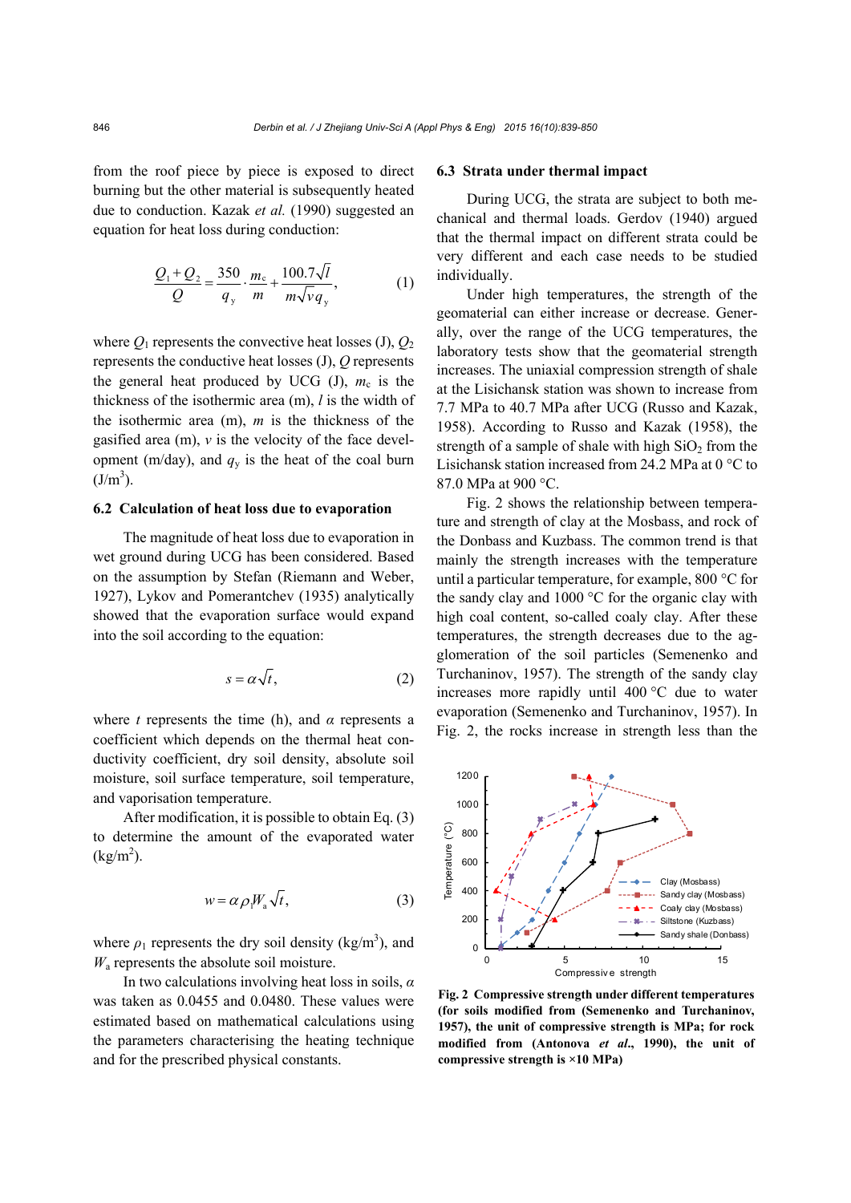from the roof piece by piece is exposed to direct burning but the other material is subsequently heated due to conduction. Kazak *et al.* (1990) suggested an equation for heat loss during conduction:

$$\frac{Q_1+Q_2}{Q}=\frac{350}{q_y}\cdot\frac{m_c}{m}+\frac{100.7\sqrt{l}}{m\sqrt{v}q_y}, \tag{1}$$

where $Q_1$ represents the convective heat losses (J), $Q_2$ represents the conductive heat losses (J), $Q$ represents the general heat produced by UCG (J), $m_c$ is the thickness of the isothermic area (m), $l$ is the width of the isothermic area (m), $m$ is the thickness of the gasified area (m), $v$ is the velocity of the face development (m/day), and $q_y$ is the heat of the coal burn (J/m$^3$).

### 6.2 Calculation of heat loss due to evaporation

The magnitude of heat loss due to evaporation in wet ground during UCG has been considered. Based on the assumption by Stefan (Riemann and Weber, 1927), Lykov and Pomerantchev (1935) analytically showed that the evaporation surface would expand into the soil according to the equation:

$$s=\alpha\sqrt{t}, \tag{2}$$

where $t$ represents the time (h), and $\alpha$ represents a coefficient which depends on the thermal heat conductivity coefficient, dry soil density, absolute soil moisture, soil surface temperature, soil temperature, and vaporisation temperature.

After modification, it is possible to obtain Eq. (3) to determine the amount of the evaporated water (kg/m$^2$).

$$w=\alpha\rho_1 W_a\sqrt{t}, \tag{3}$$

where $\rho_1$ represents the dry soil density (kg/m$^3$), and $W_a$ represents the absolute soil moisture.

In two calculations involving heat loss in soils, $\alpha$ was taken as 0.0455 and 0.0480. These values were estimated based on mathematical calculations using the parameters characterising the heating technique and for the prescribed physical constants.

### 6.3 Strata under thermal impact

During UCG, the strata are subject to both mechanical and thermal loads. Gerdov (1940) argued that the thermal impact on different strata could be very different and each case needs to be studied individually.

Under high temperatures, the strength of the geomaterial can either increase or decrease. Generally, over the range of the UCG temperatures, the laboratory tests show that the geomaterial strength increases. The uniaxial compression strength of shale at the Lisichansk station was shown to increase from 7.7 MPa to 40.7 MPa after UCG (Russo and Kazak, 1958). According to Russo and Kazak (1958), the strength of a sample of shale with high $SiO_2$ from the Lisichansk station increased from 24.2 MPa at 0 °C to 87.0 MPa at 900 °C.

Fig. 2 shows the relationship between temperature and strength of clay at the Mosbass, and rock of the Donbass and Kuzbass. The common trend is that mainly the strength increases with the temperature until a particular temperature, for example, 800 °C for the sandy clay and 1000 °C for the organic clay with high coal content, so-called coaly clay. After these temperatures, the strength decreases due to the agglomeration of the soil particles (Semenenko and Turchaninov, 1957). The strength of the sandy clay increases more rapidly until 400 °C due to water evaporation (Semenenko and Turchaninov, 1957). In Fig. 2, the rocks increase in strength less than the

**Fig. 2 Compressive strength under different temperatures (for soils modified from (Semenenko and Turchaninov, 1957), the unit of compressive strength is MPa; for rock modified from (Antonova *et al.*, 1990), the unit of compressive strength is ×10 MPa)**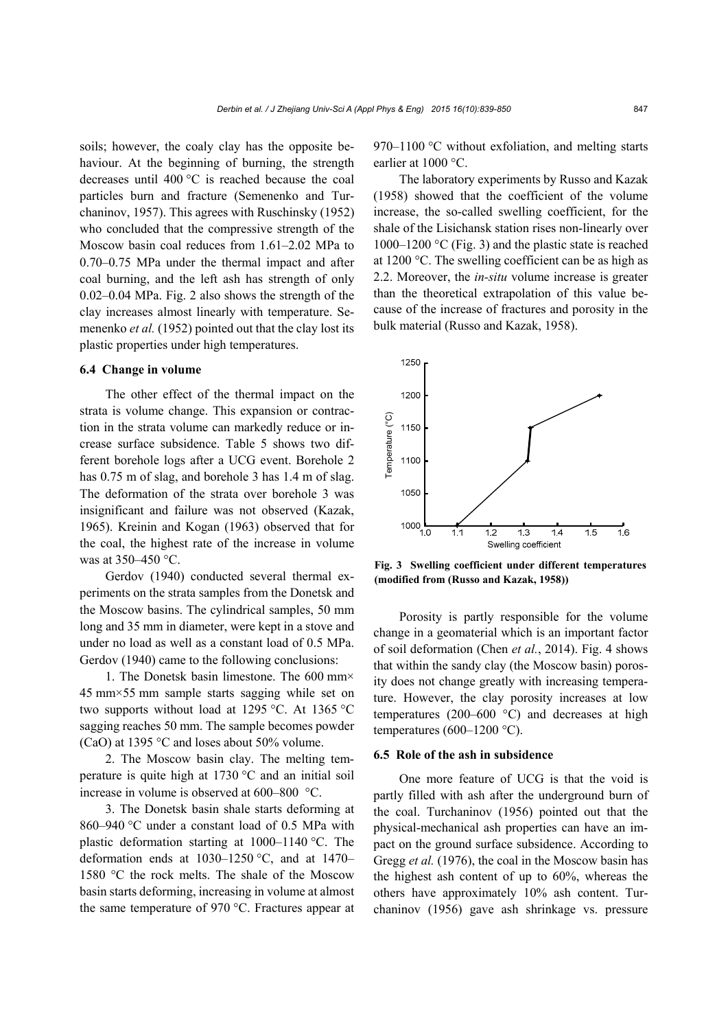soils; however, the coaly clay has the opposite behaviour. At the beginning of burning, the strength decreases until 400 °C is reached because the coal particles burn and fracture (Semenenko and Turchaninov, 1957). This agrees with Ruschinsky (1952) who concluded that the compressive strength of the Moscow basin coal reduces from 1.61–2.02 MPa to 0.70–0.75 MPa under the thermal impact and after coal burning, and the left ash has strength of only 0.02–0.04 MPa. Fig. 2 also shows the strength of the clay increases almost linearly with temperature. Semenenko *et al.* (1952) pointed out that the clay lost its plastic properties under high temperatures.

### 6.4 Change in volume

The other effect of the thermal impact on the strata is volume change. This expansion or contraction in the strata volume can markedly reduce or increase surface subsidence. Table 5 shows two different borehole logs after a UCG event. Borehole 2 has 0.75 m of slag, and borehole 3 has 1.4 m of slag. The deformation of the strata over borehole 3 was insignificant and failure was not observed (Kazak, 1965). Kreinin and Kogan (1963) observed that for the coal, the highest rate of the increase in volume was at 350–450 °C.

Gerdov (1940) conducted several thermal experiments on the strata samples from the Donetsk and the Moscow basins. The cylindrical samples, 50 mm long and 35 mm in diameter, were kept in a stove and under no load as well as a constant load of 0.5 MPa. Gerdov (1940) came to the following conclusions:

1. The Donetsk basin limestone. The 600 mm×45 mm×55 mm sample starts sagging while set on two supports without load at 1295 °C. At 1365 °C sagging reaches 50 mm. The sample becomes powder (CaO) at 1395 °C and loses about 50% volume.

2. The Moscow basin clay. The melting temperature is quite high at 1730 °C and an initial soil increase in volume is observed at 600–800 °C.

3. The Donetsk basin shale starts deforming at 860–940 °C under a constant load of 0.5 MPa with plastic deformation starting at 1000–1140 °C. The deformation ends at 1030–1250 °C, and at 1470–1580 °C the rock melts. The shale of the Moscow basin starts deforming, increasing in volume at almost the same temperature of 970 °C. Fractures appear at 970–1100 °C without exfoliation, and melting starts earlier at 1000 °C.

The laboratory experiments by Russo and Kazak (1958) showed that the coefficient of the volume increase, the so-called swelling coefficient, for the shale of the Lisichansk station rises non-linearly over 1000–1200 °C (Fig. 3) and the plastic state is reached at 1200 °C. The swelling coefficient can be as high as 2.2. Moreover, the *in-situ* volume increase is greater than the theoretical extrapolation of this value because of the increase of fractures and porosity in the bulk material (Russo and Kazak, 1958).

**Fig. 3 Swelling coefficient under different temperatures (modified from (Russo and Kazak, 1958))**

Porosity is partly responsible for the volume change in a geomaterial which is an important factor of soil deformation (Chen *et al.*, 2014). Fig. 4 shows that within the sandy clay (the Moscow basin) porosity does not change greatly with increasing temperature. However, the clay porosity increases at low temperatures (200–600 °C) and decreases at high temperatures (600–1200 °C).

### 6.5 Role of the ash in subsidence

One more feature of UCG is that the void is partly filled with ash after the underground burn of the coal. Turchaninov (1956) pointed out that the physical-mechanical ash properties can have an impact on the ground surface subsidence. According to Gregg *et al.* (1976), the coal in the Moscow basin has the highest ash content of up to 60%, whereas the others have approximately 10% ash content. Turchaninov (1956) gave ash shrinkage vs. pressure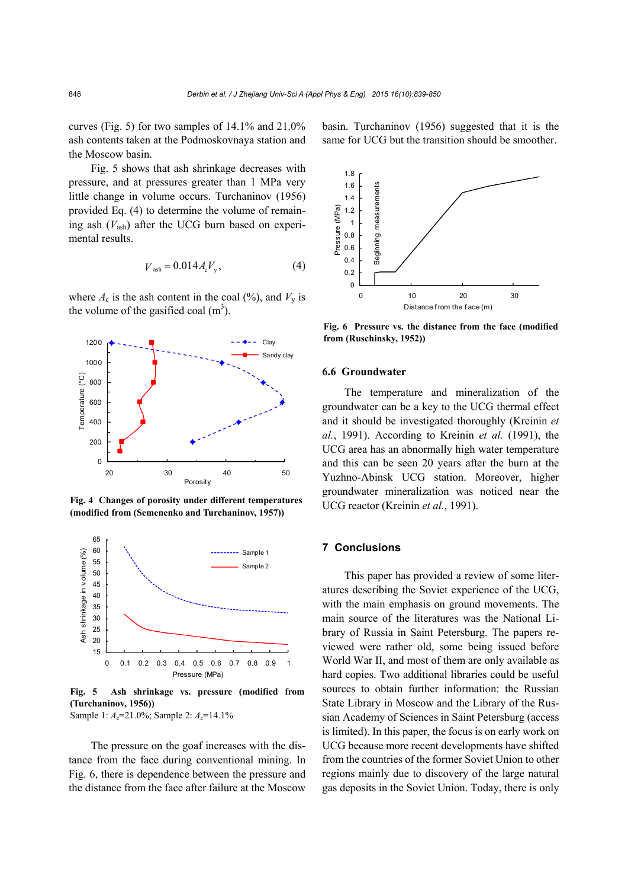curves (Fig. 5) for two samples of 14.1% and 21.0% ash contents taken at the Podmoskovnaya station and the Moscow basin.

Fig. 5 shows that ash shrinkage decreases with pressure, and at pressures greater than 1 MPa very little change in volume occurs. Turchaninov (1956) provided Eq. (4) to determine the volume of remaining ash ($V_{ash}$) after the UCG burn based on experimental results.

$$V_{ash} = 0.014 A_c V_y, \tag{4}$$

where $A_c$ is the ash content in the coal (%), and $V_y$ is the volume of the gasified coal ($m^3$).

**Fig. 4 Changes of porosity under different temperatures (modified from (Semenenko and Turchaninov, 1957))**

**Fig. 5 Ash shrinkage vs. pressure (modified from (Turchaninov, 1956))**
Sample 1: $A_c$=21.0%; Sample 2: $A_c$=14.1%

The pressure on the goaf increases with the distance from the face during conventional mining. In Fig. 6, there is dependence between the pressure and the distance from the face after failure at the Moscow basin. Turchaninov (1956) suggested that it is the same for UCG but the transition should be smoother.

**Fig. 6 Pressure vs. the distance from the face (modified from (Ruschinsky, 1952))**

### 6.6 Groundwater

The temperature and mineralization of the groundwater can be a key to the UCG thermal effect and it should be investigated thoroughly (Kreinin *et al.*, 1991). According to Kreinin *et al.* (1991), the UCG area has an abnormally high water temperature and this can be seen 20 years after the burn at the Yuzhno-Abinsk UCG station. Moreover, higher groundwater mineralization was noticed near the UCG reactor (Kreinin *et al.*, 1991).

## 7 Conclusions

This paper has provided a review of some literatures describing the Soviet experience of the UCG, with the main emphasis on ground movements. The main source of the literatures was the National Library of Russia in Saint Petersburg. The papers reviewed were rather old, some being issued before World War II, and most of them are only available as hard copies. Two additional libraries could be useful sources to obtain further information: the Russian State Library in Moscow and the Library of the Russian Academy of Sciences in Saint Petersburg (access is limited). In this paper, the focus is on early work on UCG because more recent developments have shifted from the countries of the former Soviet Union to other regions mainly due to discovery of the large natural gas deposits in the Soviet Union. Today, there is only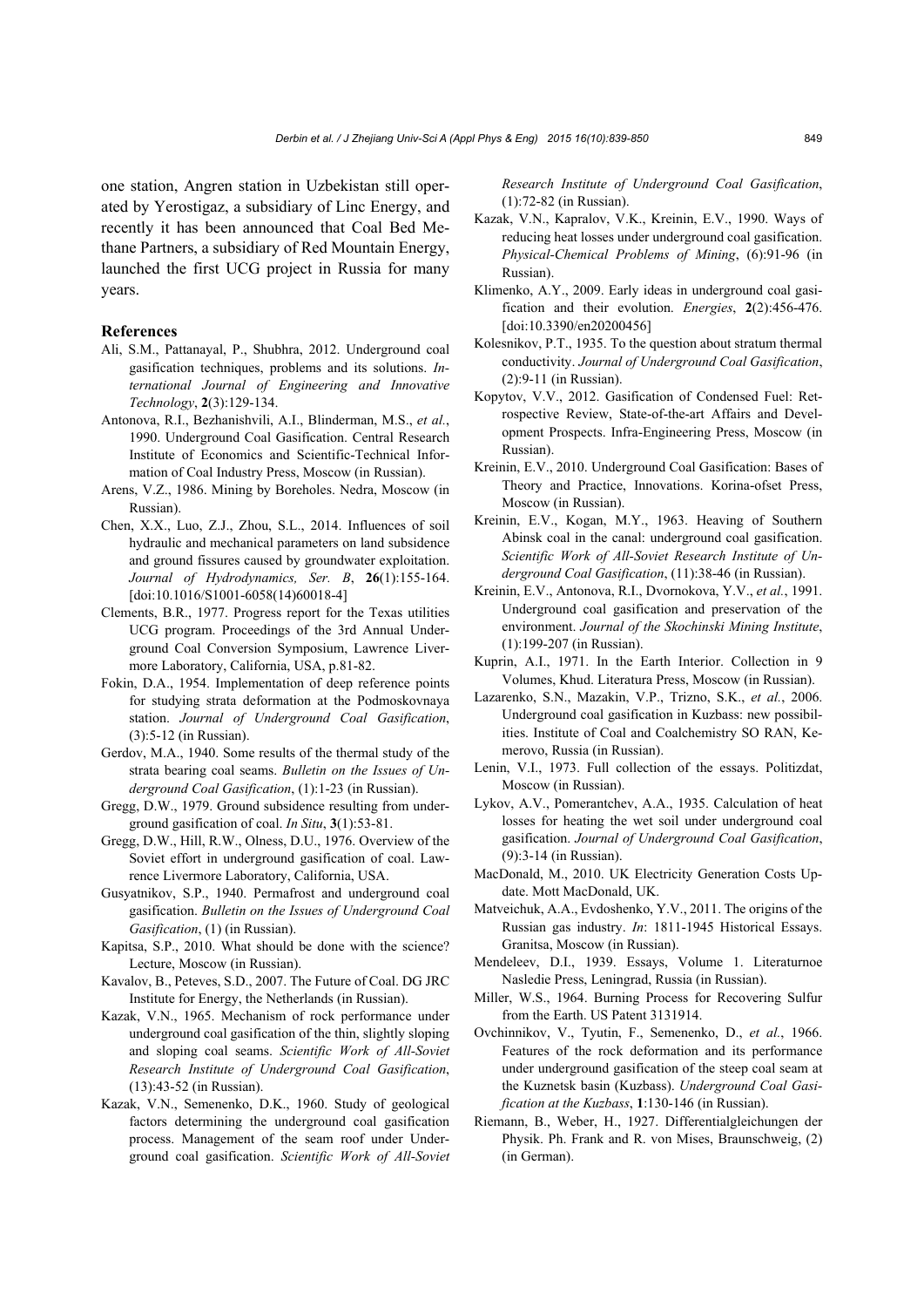one station, Angren station in Uzbekistan still operated by Yerostigaz, a subsidiary of Linc Energy, and recently it has been announced that Coal Bed Methane Partners, a subsidiary of Red Mountain Energy, launched the first UCG project in Russia for many years.

## References

Ali, S.M., Pattanayal, P., Shubhra, 2012. Underground coal gasification techniques, problems and its solutions. *International Journal of Engineering and Innovative Technology*, **2**(3):129-134.

Antonova, R.I., Bezhanishvili, A.I., Blinderman, M.S., *et al.*, 1990. Underground Coal Gasification. Central Research Institute of Economics and Scientific-Technical Information of Coal Industry Press, Moscow (in Russian).

Arens, V.Z., 1986. Mining by Boreholes. Nedra, Moscow (in Russian).

Chen, X.X., Luo, Z.J., Zhou, S.L., 2014. Influences of soil hydraulic and mechanical parameters on land subsidence and ground fissures caused by groundwater exploitation. *Journal of Hydrodynamics, Ser. B*, **26**(1):155-164. [doi:10.1016/S1001-6058(14)60018-4]

Clements, B.R., 1977. Progress report for the Texas utilities UCG program. Proceedings of the 3rd Annual Underground Coal Conversion Symposium, Lawrence Livermore Laboratory, California, USA, p.81-82.

Fokin, D.A., 1954. Implementation of deep reference points for studying strata deformation at the Podmoskovnaya station. *Journal of Underground Coal Gasification*, (3):5-12 (in Russian).

Gerdov, M.A., 1940. Some results of the thermal study of the strata bearing coal seams. *Bulletin on the Issues of Underground Coal Gasification*, (1):1-23 (in Russian).

Gregg, D.W., 1979. Ground subsidence resulting from underground gasification of coal. *In Situ*, **3**(1):53-81.

Gregg, D.W., Hill, R.W., Olness, D.U., 1976. Overview of the Soviet effort in underground gasification of coal. Lawrence Livermore Laboratory, California, USA.

Gusyatnikov, S.P., 1940. Permafrost and underground coal gasification. *Bulletin on the Issues of Underground Coal Gasification*, (1) (in Russian).

Kapitsa, S.P., 2010. What should be done with the science? Lecture, Moscow (in Russian).

Kavalov, B., Peteves, S.D., 2007. The Future of Coal. DG JRC Institute for Energy, the Netherlands (in Russian).

Kazak, V.N., 1965. Mechanism of rock performance under underground coal gasification of the thin, slightly sloping and sloping coal seams. *Scientific Work of All-Soviet Research Institute of Underground Coal Gasification*, (13):43-52 (in Russian).

Kazak, V.N., Semenenko, D.K., 1960. Study of geological factors determining the underground coal gasification process. Management of the seam roof under Underground coal gasification. *Scientific Work of All-Soviet Research Institute of Underground Coal Gasification*, (1):72-82 (in Russian).

Kazak, V.N., Kapralov, V.K., Kreinin, E.V., 1990. Ways of reducing heat losses under underground coal gasification. *Physical-Chemical Problems of Mining*, (6):91-96 (in Russian).

Klimenko, A.Y., 2009. Early ideas in underground coal gasification and their evolution. *Energies*, **2**(2):456-476. [doi:10.3390/en20200456]

Kolesnikov, P.T., 1935. To the question about stratum thermal conductivity. *Journal of Underground Coal Gasification*, (2):9-11 (in Russian).

Kopytov, V.V., 2012. Gasification of Condensed Fuel: Retrospective Review, State-of-the-art Affairs and Development Prospects. Infra-Engineering Press, Moscow (in Russian).

Kreinin, E.V., 2010. Underground Coal Gasification: Bases of Theory and Practice, Innovations. Korina-ofset Press, Moscow (in Russian).

Kreinin, E.V., Kogan, M.Y., 1963. Heaving of Southern Abinsk coal in the canal: underground coal gasification. *Scientific Work of All-Soviet Research Institute of Underground Coal Gasification*, (11):38-46 (in Russian).

Kreinin, E.V., Antonova, R.I., Dvornokova, Y.V., *et al.*, 1991. Underground coal gasification and preservation of the environment. *Journal of the Skochinski Mining Institute*, (1):199-207 (in Russian).

Kuprin, A.I., 1971. In the Earth Interior. Collection in 9 Volumes, Khud. Literatura Press, Moscow (in Russian).

Lazarenko, S.N., Mazakin, V.P., Trizno, S.K., *et al.*, 2006. Underground coal gasification in Kuzbass: new possibilities. Institute of Coal and Coalchemistry SO RAN, Kemerovo, Russia (in Russian).

Lenin, V.I., 1973. Full collection of the essays. Politizdat, Moscow (in Russian).

Lykov, A.V., Pomerantchev, A.A., 1935. Calculation of heat losses for heating the wet soil under underground coal gasification. *Journal of Underground Coal Gasification*, (9):3-14 (in Russian).

MacDonald, M., 2010. UK Electricity Generation Costs Update. Mott MacDonald, UK.

Matveichuk, A.A., Evdoshenko, Y.V., 2011. The origins of the Russian gas industry. *In*: 1811-1945 Historical Essays. Granitsa, Moscow (in Russian).

Mendeleev, D.I., 1939. Essays, Volume 1. Literaturnoe Nasledie Press, Leningrad, Russia (in Russian).

Miller, W.S., 1964. Burning Process for Recovering Sulfur from the Earth. US Patent 3131914.

Ovchinnikov, V., Tyutin, F., Semenenko, D., *et al.*, 1966. Features of the rock deformation and its performance under underground gasification of the steep coal seam at the Kuznetsk basin (Kuzbass). *Underground Coal Gasification at the Kuzbass*, **1**:130-146 (in Russian).

Riemann, B., Weber, H., 1927. Differentialgleichungen der Physik. Ph. Frank and R. von Mises, Braunschweig, (2) (in German).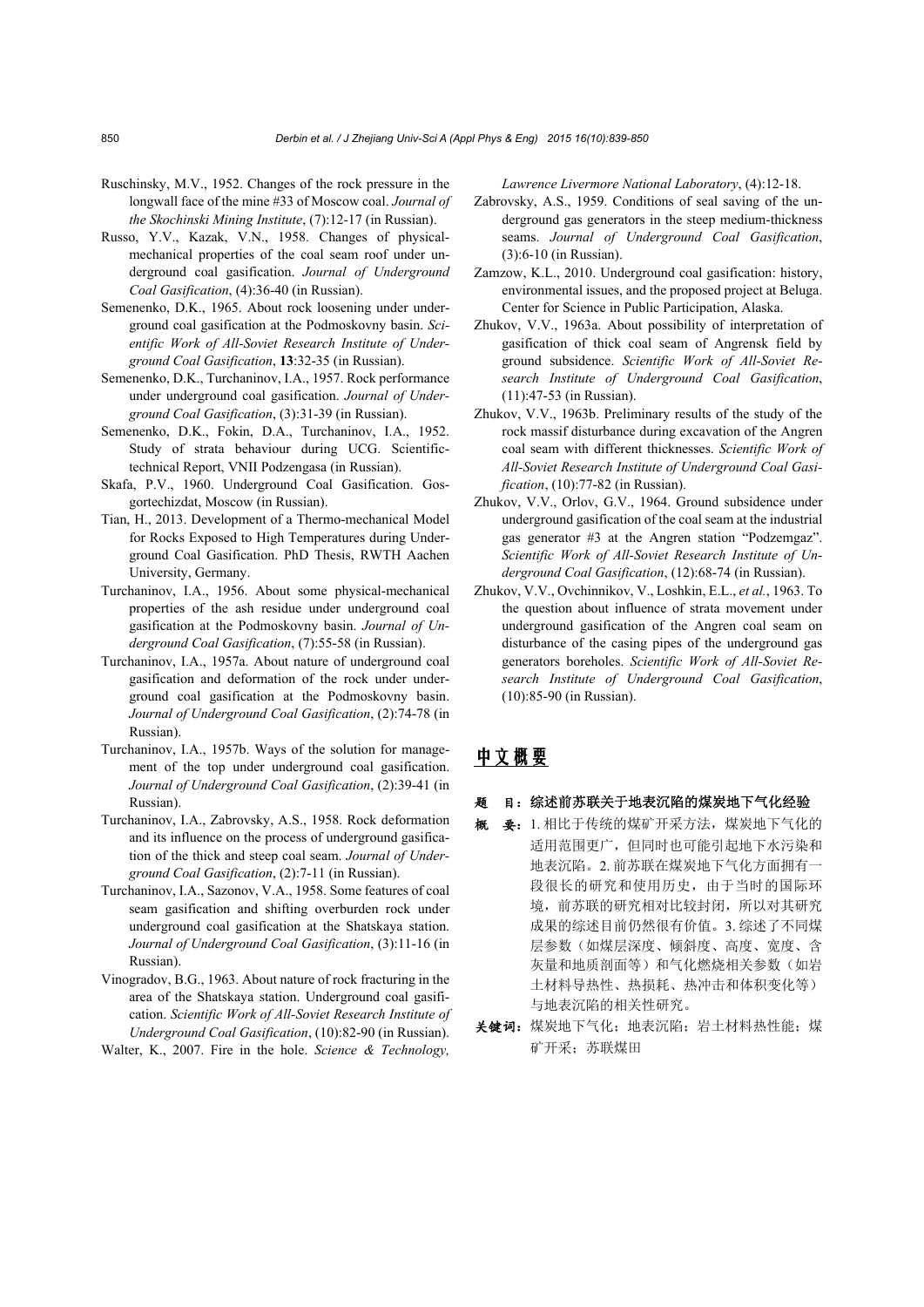Ruschinsky, M.V., 1952. Changes of the rock pressure in the longwall face of the mine #33 of Moscow coal. *Journal of the Skochinski Mining Institute*, (7):12-17 (in Russian).

Russo, Y.V., Kazak, V.N., 1958. Changes of physical-mechanical properties of the coal seam roof under underground coal gasification. *Journal of Underground Coal Gasification*, (4):36-40 (in Russian).

Semenenko, D.K., 1965. About rock loosening under underground coal gasification at the Podmoskovny basin. *Scientific Work of All-Soviet Research Institute of Underground Coal Gasification*, **13**:32-35 (in Russian).

Semenenko, D.K., Turchaninov, I.A., 1957. Rock performance under underground coal gasification. *Journal of Underground Coal Gasification*, (3):31-39 (in Russian).

Semenenko, D.K., Fokin, D.A., Turchaninov, I.A., 1952. Study of strata behaviour during UCG. Scientific-technical Report, VNII Podzengasa (in Russian).

Skafa, P.V., 1960. Underground Coal Gasification. Gosgortechizdat, Moscow (in Russian).

Tian, H., 2013. Development of a Thermo-mechanical Model for Rocks Exposed to High Temperatures during Underground Coal Gasification. PhD Thesis, RWTH Aachen University, Germany.

Turchaninov, I.A., 1956. About some physical-mechanical properties of the ash residue under underground coal gasification at the Podmoskovny basin. *Journal of Underground Coal Gasification*, (7):55-58 (in Russian).

Turchaninov, I.A., 1957a. About nature of underground coal gasification and deformation of the rock under underground coal gasification at the Podmoskovny basin. *Journal of Underground Coal Gasification*, (2):74-78 (in Russian).

Turchaninov, I.A., 1957b. Ways of the solution for management of the top under underground coal gasification. *Journal of Underground Coal Gasification*, (2):39-41 (in Russian).

Turchaninov, I.A., Zabrovsky, A.S., 1958. Rock deformation and its influence on the process of underground gasification of the thick and steep coal seam. *Journal of Underground Coal Gasification*, (2):7-11 (in Russian).

Turchaninov, I.A., Sazonov, V.A., 1958. Some features of coal seam gasification and shifting overburden rock under underground coal gasification at the Shatskaya station. *Journal of Underground Coal Gasification*, (3):11-16 (in Russian).

Vinogradov, B.G., 1963. About nature of rock fracturing in the area of the Shatskaya station. Underground coal gasification. *Scientific Work of All-Soviet Research Institute of Underground Coal Gasification*, (10):82-90 (in Russian).

Walter, K., 2007. Fire in the hole. *Science & Technology, Lawrence Livermore National Laboratory*, (4):12-18.

Zabrovsky, A.S., 1959. Conditions of seal saving of the underground gas generators in the steep medium-thickness seams. *Journal of Underground Coal Gasification*, (3):6-10 (in Russian).

Zamzow, K.L., 2010. Underground coal gasification: history, environmental issues, and the proposed project at Beluga. Center for Science in Public Participation, Alaska.

Zhukov, V.V., 1963a. About possibility of interpretation of gasification of thick coal seam of Angrensk field by ground subsidence. *Scientific Work of All-Soviet Research Institute of Underground Coal Gasification*, (11):47-53 (in Russian).

Zhukov, V.V., 1963b. Preliminary results of the study of the rock massif disturbance during excavation of the Angren coal seam with different thicknesses. *Scientific Work of All-Soviet Research Institute of Underground Coal Gasification*, (10):77-82 (in Russian).

Zhukov, V.V., Orlov, G.V., 1964. Ground subsidence under underground gasification of the coal seam at the industrial gas generator #3 at the Angren station "Podzemgaz". *Scientific Work of All-Soviet Research Institute of Underground Coal Gasification*, (12):68-74 (in Russian).

Zhukov, V.V., Ovchinnikov, V., Loshkin, E.L., *et al.*, 1963. To the question about influence of strata movement under underground gasification of the Angren coal seam on disturbance of the casing pipes of the underground gas generators boreholes. *Scientific Work of All-Soviet Research Institute of Underground Coal Gasification*, (10):85-90 (in Russian).

## 中文概要

**题　目：综述前苏联关于地表沉陷的煤炭地下气化经验**

**概　要：** 1. 相比于传统的煤矿开采方法，煤炭地下气化的适用范围更广，但同时也可能引起地下水污染和地表沉陷。2. 前苏联在煤炭地下气化方面拥有一段很长的研究和使用历史，由于当时的国际环境，前苏联的研究相对比较封闭，所以对其研究成果的综述目前仍然很有价值。3. 综述了不同煤层参数（如煤层深度、倾斜度、高度、宽度、含灰量和地质剖面等）和气化燃烧相关参数（如岩土材料导热性、热损耗、热冲击和体积变化等）与地表沉陷的相关性研究。

**关键词：** 煤炭地下气化；地表沉陷；岩土材料热性能；煤矿开采；苏联煤田